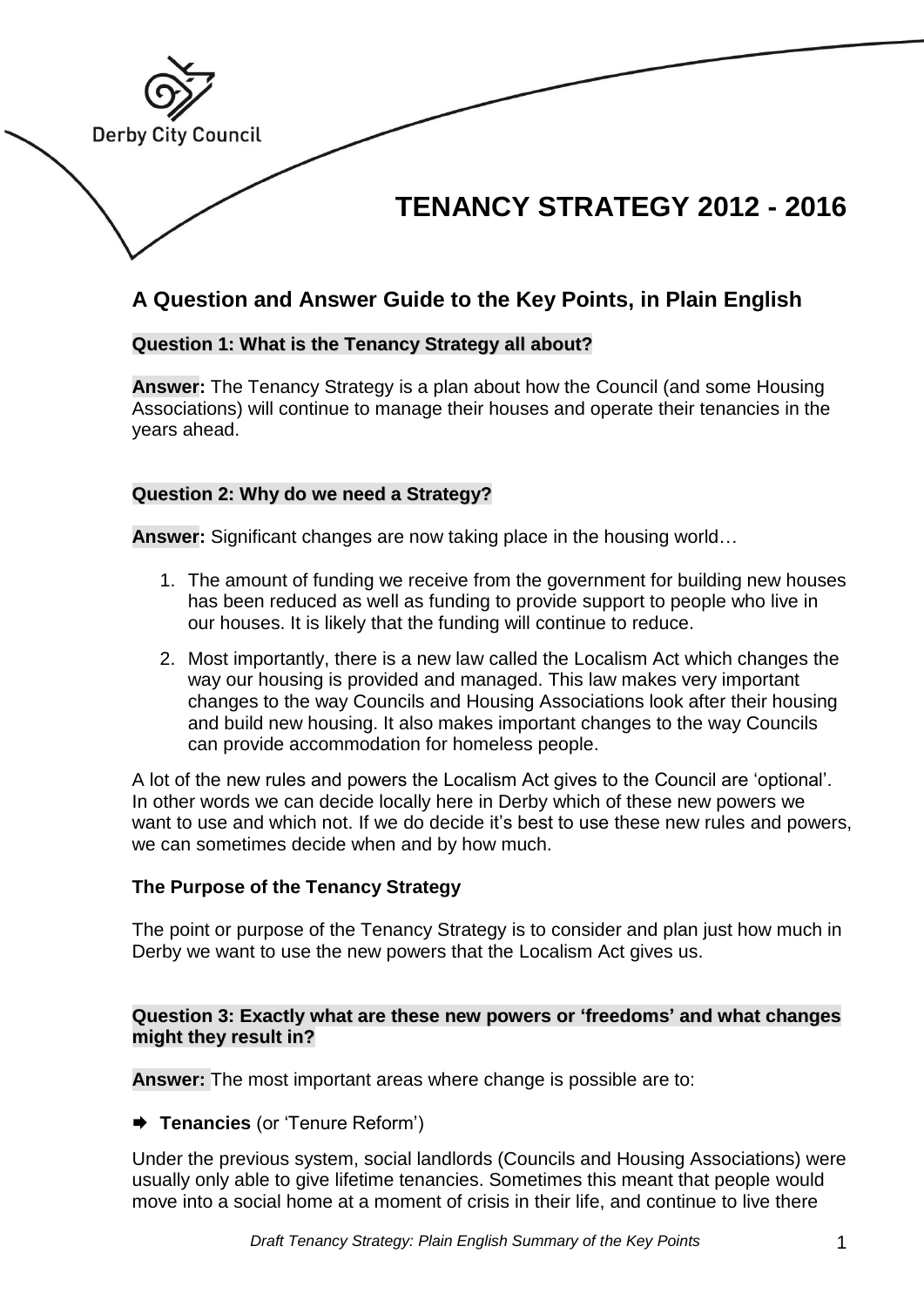Derby City Council

# TENANCY STRATEGY 2012 - 2016

## A Question and Answer Guide to the Key Points, in Plain English

**Question 1: What is the Tenancy Strategy all about?**

**Answer:** The Tenancy Strategy is a plan about how the Council (and some Housing Associations) will continue to manage their houses and operate their tenancies in the years ahead.

**Question 2: Why do we need a Strategy?**

**Answer:** Significant changes are now taking place in the housing world…

1. The amount of funding we receive from the government for building new houses has been reduced as well as funding to provide support to people who live in our houses. It is likely that the funding will continue to reduce.
2. Most importantly, there is a new law called the Localism Act which changes the way our housing is provided and managed. This law makes very important changes to the way Councils and Housing Associations look after their housing and build new housing. It also makes important changes to the way Councils can provide accommodation for homeless people.

A lot of the new rules and powers the Localism Act gives to the Council are 'optional'. In other words we can decide locally here in Derby which of these new powers we want to use and which not. If we do decide it's best to use these new rules and powers, we can sometimes decide when and by how much.

**The Purpose of the Tenancy Strategy**

The point or purpose of the Tenancy Strategy is to consider and plan just how much in Derby we want to use the new powers that the Localism Act gives us.

**Question 3: Exactly what are these new powers or 'freedoms' and what changes might they result in?**

**Answer:** The most important areas where change is possible are to:

➡ **Tenancies** (or 'Tenure Reform')

Under the previous system, social landlords (Councils and Housing Associations) were usually only able to give lifetime tenancies. Sometimes this meant that people would move into a social home at a moment of crisis in their life, and continue to live there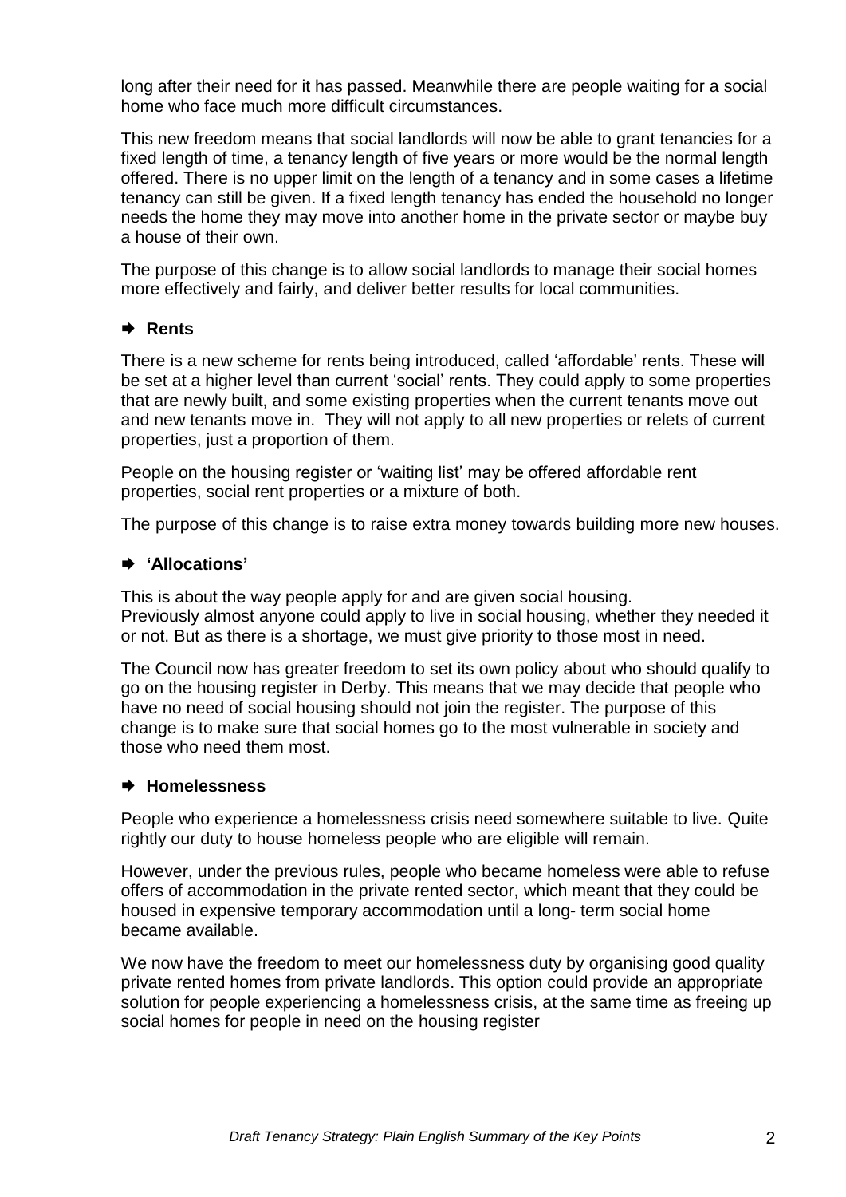long after their need for it has passed. Meanwhile there are people waiting for a social home who face much more difficult circumstances.

This new freedom means that social landlords will now be able to grant tenancies for a fixed length of time, a tenancy length of five years or more would be the normal length offered. There is no upper limit on the length of a tenancy and in some cases a lifetime tenancy can still be given. If a fixed length tenancy has ended the household no longer needs the home they may move into another home in the private sector or maybe buy a house of their own.

The purpose of this change is to allow social landlords to manage their social homes more effectively and fairly, and deliver better results for local communities.

### ➡ Rents

There is a new scheme for rents being introduced, called 'affordable' rents. These will be set at a higher level than current 'social' rents. They could apply to some properties that are newly built, and some existing properties when the current tenants move out and new tenants move in. They will not apply to all new properties or relets of current properties, just a proportion of them.

People on the housing register or 'waiting list' may be offered affordable rent properties, social rent properties or a mixture of both.

The purpose of this change is to raise extra money towards building more new houses.

### ➡ 'Allocations'

This is about the way people apply for and are given social housing.
Previously almost anyone could apply to live in social housing, whether they needed it or not. But as there is a shortage, we must give priority to those most in need.

The Council now has greater freedom to set its own policy about who should qualify to go on the housing register in Derby. This means that we may decide that people who have no need of social housing should not join the register. The purpose of this change is to make sure that social homes go to the most vulnerable in society and those who need them most.

### ➡ Homelessness

People who experience a homelessness crisis need somewhere suitable to live. Quite rightly our duty to house homeless people who are eligible will remain.

However, under the previous rules, people who became homeless were able to refuse offers of accommodation in the private rented sector, which meant that they could be housed in expensive temporary accommodation until a long- term social home became available.

We now have the freedom to meet our homelessness duty by organising good quality private rented homes from private landlords. This option could provide an appropriate solution for people experiencing a homelessness crisis, at the same time as freeing up social homes for people in need on the housing register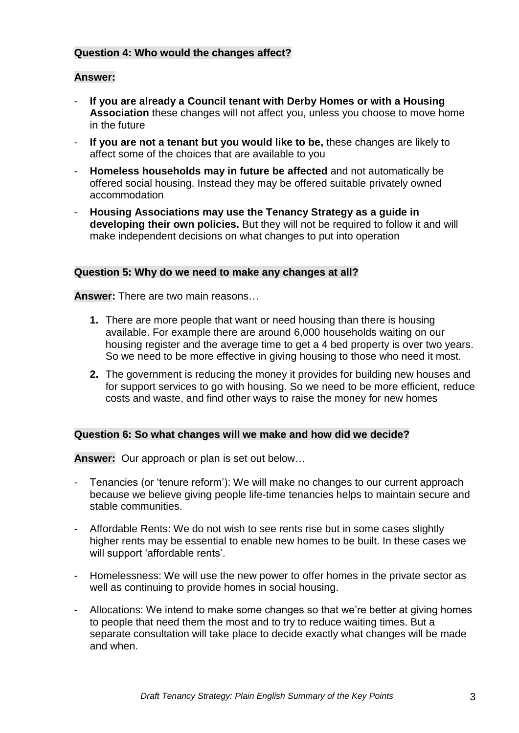**Question 4: Who would the changes affect?**

**Answer:**

- **If you are already a Council tenant with Derby Homes or with a Housing Association** these changes will not affect you, unless you choose to move home in the future
- **If you are not a tenant but you would like to be,** these changes are likely to affect some of the choices that are available to you
- **Homeless households may in future be affected** and not automatically be offered social housing. Instead they may be offered suitable privately owned accommodation
- **Housing Associations may use the Tenancy Strategy as a guide in developing their own policies.** But they will not be required to follow it and will make independent decisions on what changes to put into operation

**Question 5: Why do we need to make any changes at all?**

**Answer:** There are two main reasons…

1. There are more people that want or need housing than there is housing available. For example there are around 6,000 households waiting on our housing register and the average time to get a 4 bed property is over two years. So we need to be more effective in giving housing to those who need it most.
2. The government is reducing the money it provides for building new houses and for support services to go with housing. So we need to be more efficient, reduce costs and waste, and find other ways to raise the money for new homes

**Question 6: So what changes will we make and how did we decide?**

**Answer:** Our approach or plan is set out below…

- Tenancies (or 'tenure reform'): We will make no changes to our current approach because we believe giving people life-time tenancies helps to maintain secure and stable communities.
- Affordable Rents: We do not wish to see rents rise but in some cases slightly higher rents may be essential to enable new homes to be built. In these cases we will support 'affordable rents'.
- Homelessness: We will use the new power to offer homes in the private sector as well as continuing to provide homes in social housing.
- Allocations: We intend to make some changes so that we're better at giving homes to people that need them the most and to try to reduce waiting times. But a separate consultation will take place to decide exactly what changes will be made and when.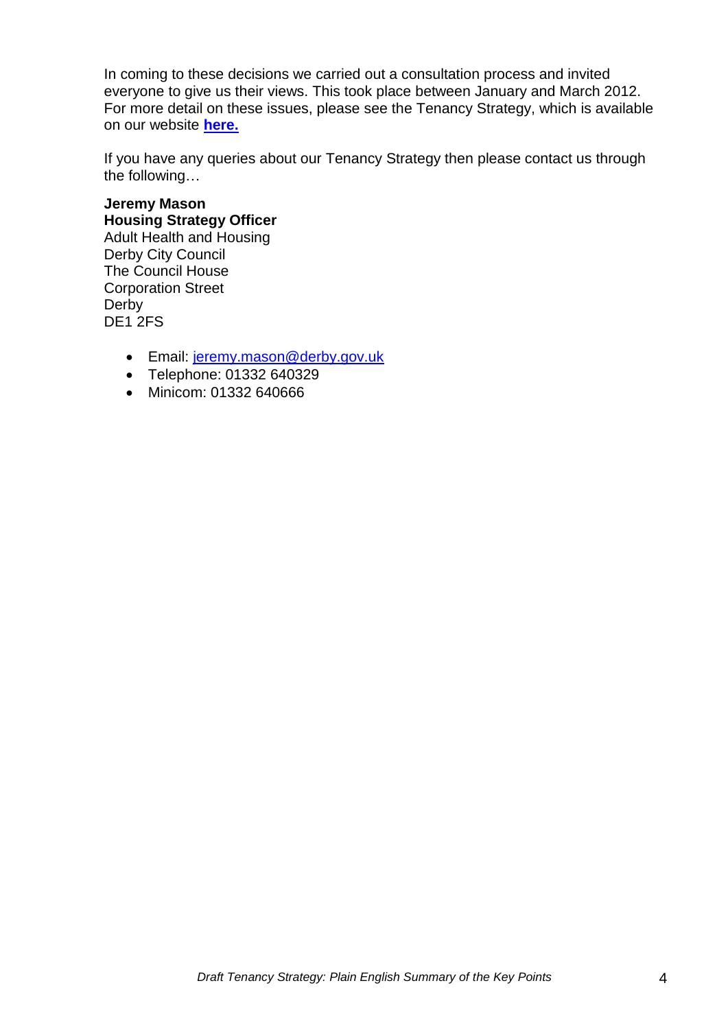In coming to these decisions we carried out a consultation process and invited everyone to give us their views. This took place between January and March 2012. For more detail on these issues, please see the Tenancy Strategy, which is available on our website **here.**

If you have any queries about our Tenancy Strategy then please contact us through the following…

**Jeremy Mason**
**Housing Strategy Officer**
Adult Health and Housing
Derby City Council
The Council House
Corporation Street
Derby
DE1 2FS

- Email: jeremy.mason@derby.gov.uk
- Telephone: 01332 640329
- Minicom: 01332 640666